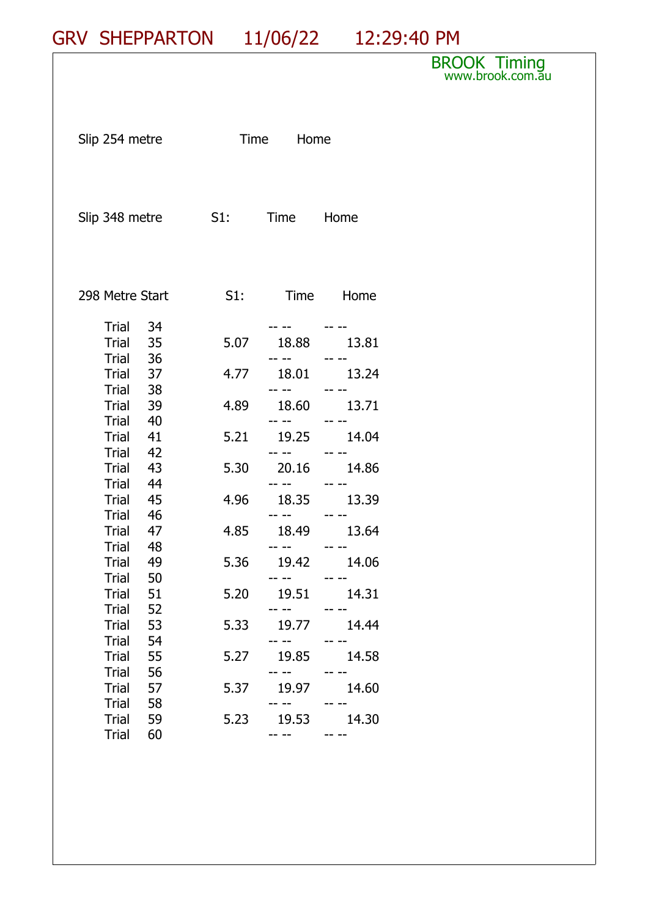# GRV SHEPPARTON 11/06/22 12:29:40 PM

BROOK Timing
www.brook.com.au

Slip 254 metre Time Home

Slip 348 metre S1: Time Home

| 298 Metre Start | | S1: | Time | Home |
|---|---|---|---|---|
| Trial | 34 | | -- -- | -- -- |
| Trial | 35 | 5.07 | 18.88 | 13.81 |
| Trial | 36 | | -- -- | -- -- |
| Trial | 37 | 4.77 | 18.01 | 13.24 |
| Trial | 38 | | -- -- | -- -- |
| Trial | 39 | 4.89 | 18.60 | 13.71 |
| Trial | 40 | | -- -- | -- -- |
| Trial | 41 | 5.21 | 19.25 | 14.04 |
| Trial | 42 | | -- -- | -- -- |
| Trial | 43 | 5.30 | 20.16 | 14.86 |
| Trial | 44 | | -- -- | -- -- |
| Trial | 45 | 4.96 | 18.35 | 13.39 |
| Trial | 46 | | -- -- | -- -- |
| Trial | 47 | 4.85 | 18.49 | 13.64 |
| Trial | 48 | | -- -- | -- -- |
| Trial | 49 | 5.36 | 19.42 | 14.06 |
| Trial | 50 | | -- -- | -- -- |
| Trial | 51 | 5.20 | 19.51 | 14.31 |
| Trial | 52 | | -- -- | -- -- |
| Trial | 53 | 5.33 | 19.77 | 14.44 |
| Trial | 54 | | -- -- | -- -- |
| Trial | 55 | 5.27 | 19.85 | 14.58 |
| Trial | 56 | | -- -- | -- -- |
| Trial | 57 | 5.37 | 19.97 | 14.60 |
| Trial | 58 | | -- -- | -- -- |
| Trial | 59 | 5.23 | 19.53 | 14.30 |
| Trial | 60 | | -- -- | -- -- |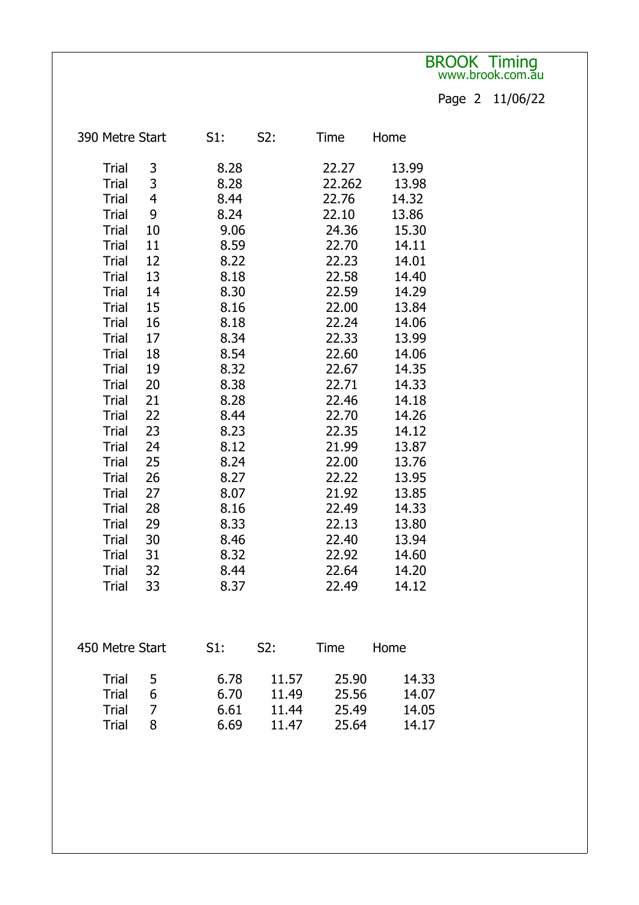BROOK Timing
www.brook.com.au

| 390 Metre Start | | S1: | S2: | Time | Home |
|---|---|---|---|---|---|
| Trial | 3 | 8.28 | | 22.27 | 13.99 |
| Trial | 3 | 8.28 | | 22.262 | 13.98 |
| Trial | 4 | 8.44 | | 22.76 | 14.32 |
| Trial | 9 | 8.24 | | 22.10 | 13.86 |
| Trial | 10 | 9.06 | | 24.36 | 15.30 |
| Trial | 11 | 8.59 | | 22.70 | 14.11 |
| Trial | 12 | 8.22 | | 22.23 | 14.01 |
| Trial | 13 | 8.18 | | 22.58 | 14.40 |
| Trial | 14 | 8.30 | | 22.59 | 14.29 |
| Trial | 15 | 8.16 | | 22.00 | 13.84 |
| Trial | 16 | 8.18 | | 22.24 | 14.06 |
| Trial | 17 | 8.34 | | 22.33 | 13.99 |
| Trial | 18 | 8.54 | | 22.60 | 14.06 |
| Trial | 19 | 8.32 | | 22.67 | 14.35 |
| Trial | 20 | 8.38 | | 22.71 | 14.33 |
| Trial | 21 | 8.28 | | 22.46 | 14.18 |
| Trial | 22 | 8.44 | | 22.70 | 14.26 |
| Trial | 23 | 8.23 | | 22.35 | 14.12 |
| Trial | 24 | 8.12 | | 21.99 | 13.87 |
| Trial | 25 | 8.24 | | 22.00 | 13.76 |
| Trial | 26 | 8.27 | | 22.22 | 13.95 |
| Trial | 27 | 8.07 | | 21.92 | 13.85 |
| Trial | 28 | 8.16 | | 22.49 | 14.33 |
| Trial | 29 | 8.33 | | 22.13 | 13.80 |
| Trial | 30 | 8.46 | | 22.40 | 13.94 |
| Trial | 31 | 8.32 | | 22.92 | 14.60 |
| Trial | 32 | 8.44 | | 22.64 | 14.20 |
| Trial | 33 | 8.37 | | 22.49 | 14.12 |

| 450 Metre Start | | S1: | S2: | Time | Home |
|---|---|---|---|---|---|
| Trial | 5 | 6.78 | 11.57 | 25.90 | 14.33 |
| Trial | 6 | 6.70 | 11.49 | 25.56 | 14.07 |
| Trial | 7 | 6.61 | 11.44 | 25.49 | 14.05 |
| Trial | 8 | 6.69 | 11.47 | 25.64 | 14.17 |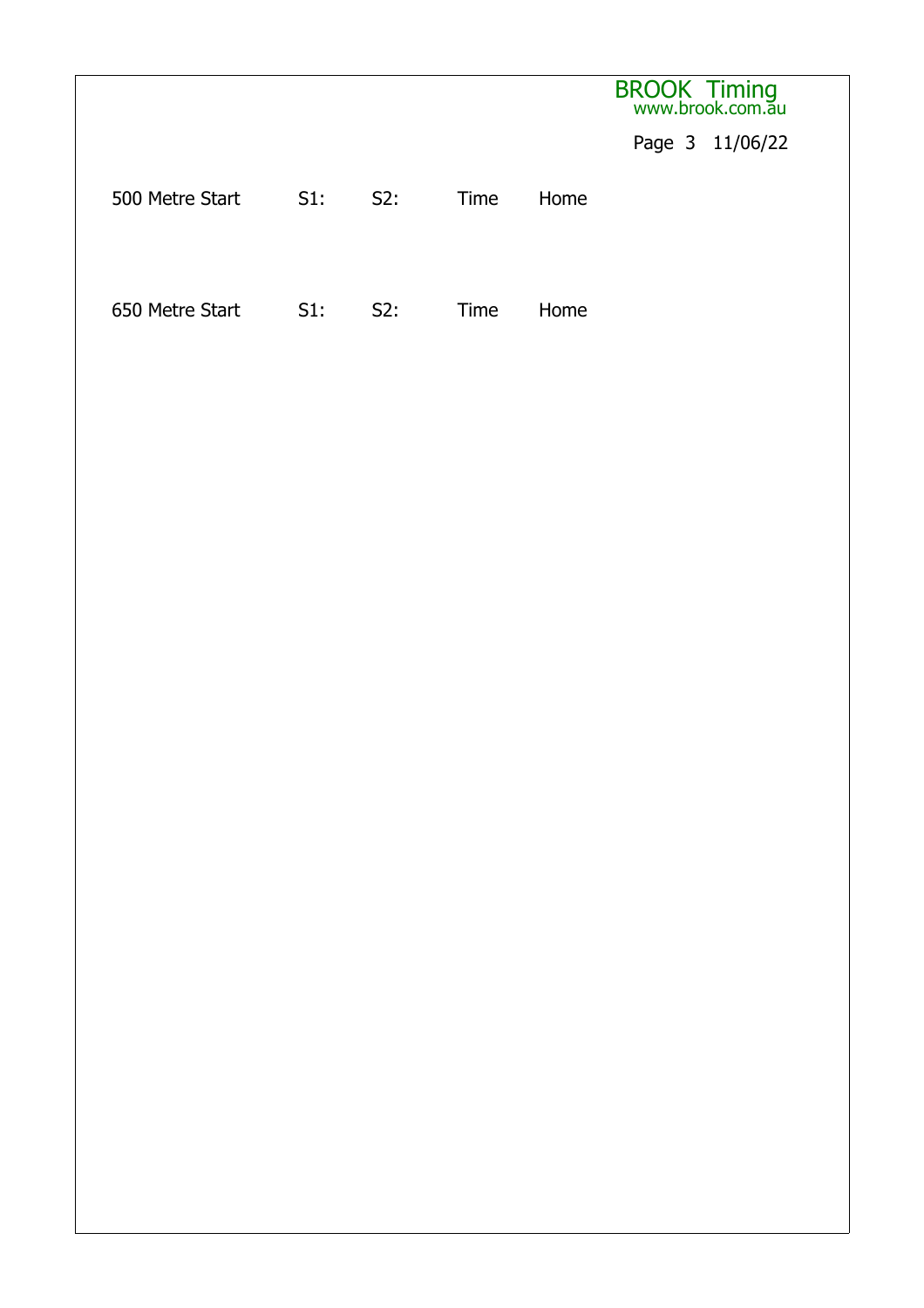| 500 Metre Start | S1: | S2: | Time | Home |
| --- | --- | --- | --- | --- |

| 650 Metre Start | S1: | S2: | Time | Home |
| --- | --- | --- | --- | --- |